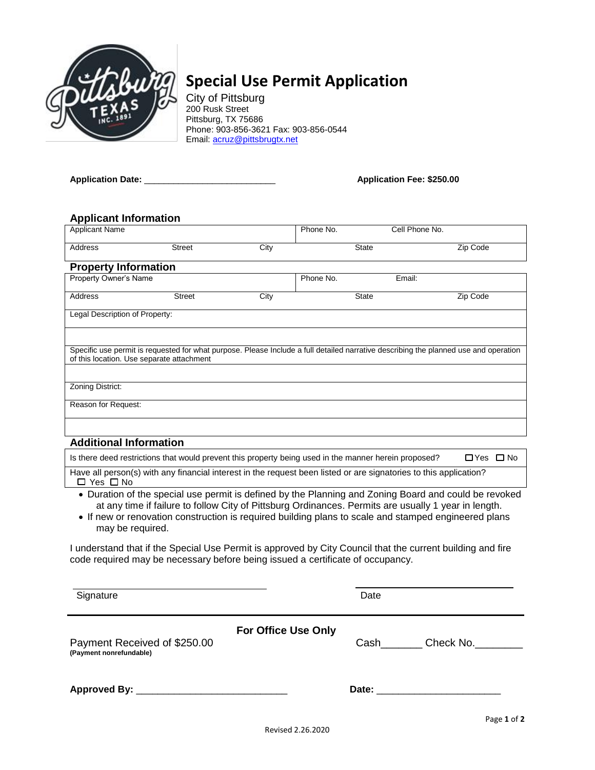# Special Use Permit Application

City of Pittsburg
200 Rusk Street
Pittsburg, TX 75686
Phone: 903-856-3621 Fax: 903-856-0544
Email: acruz@pittsbrugtx.net

**Application Date:** ___________________________

**Application Fee: $250.00**

## Applicant Information

| Applicant Name | | | Phone No. | Cell Phone No. |
|---|---|---|---|---|
| Address | Street | City | State | Zip Code |

## Property Information

| Property Owner's Name | | | Phone No. | Email: |
|---|---|---|---|---|
| Address | Street | City | State | Zip Code |
| Legal Description of Property: | | | | |
| | | | | |
| Specific use permit is requested for what purpose. Please Include a full detailed narrative describing the planned use and operation of this location. Use separate attachment | | | | |
| | | | | |
| Zoning District: | | | | |
| Reason for Request: | | | | |
| | | | | |

## Additional Information

| | |
|---|---|
| Is there deed restrictions that would prevent this property being used in the manner herein proposed? | ☐ Yes ☐ No |
| Have all person(s) with any financial interest in the request been listed or are signatories to this application? ☐ Yes ☐ No | |

- Duration of the special use permit is defined by the Planning and Zoning Board and could be revoked at any time if failure to follow City of Pittsburg Ordinances. Permits are usually 1 year in length.
- If new or renovation construction is required building plans to scale and stamped engineered plans may be required.

I understand that if the Special Use Permit is approved by City Council that the current building and fire code required may be necessary before being issued a certificate of occupancy.

______________________________ Signature

______________________________ Date

**For Office Use Only**

Payment Received of $250.00
**(Payment nonrefundable)**

Cash_______ Check No.________

**Approved By:** ___________________________

**Date:** ______________________

Revised 2.26.2020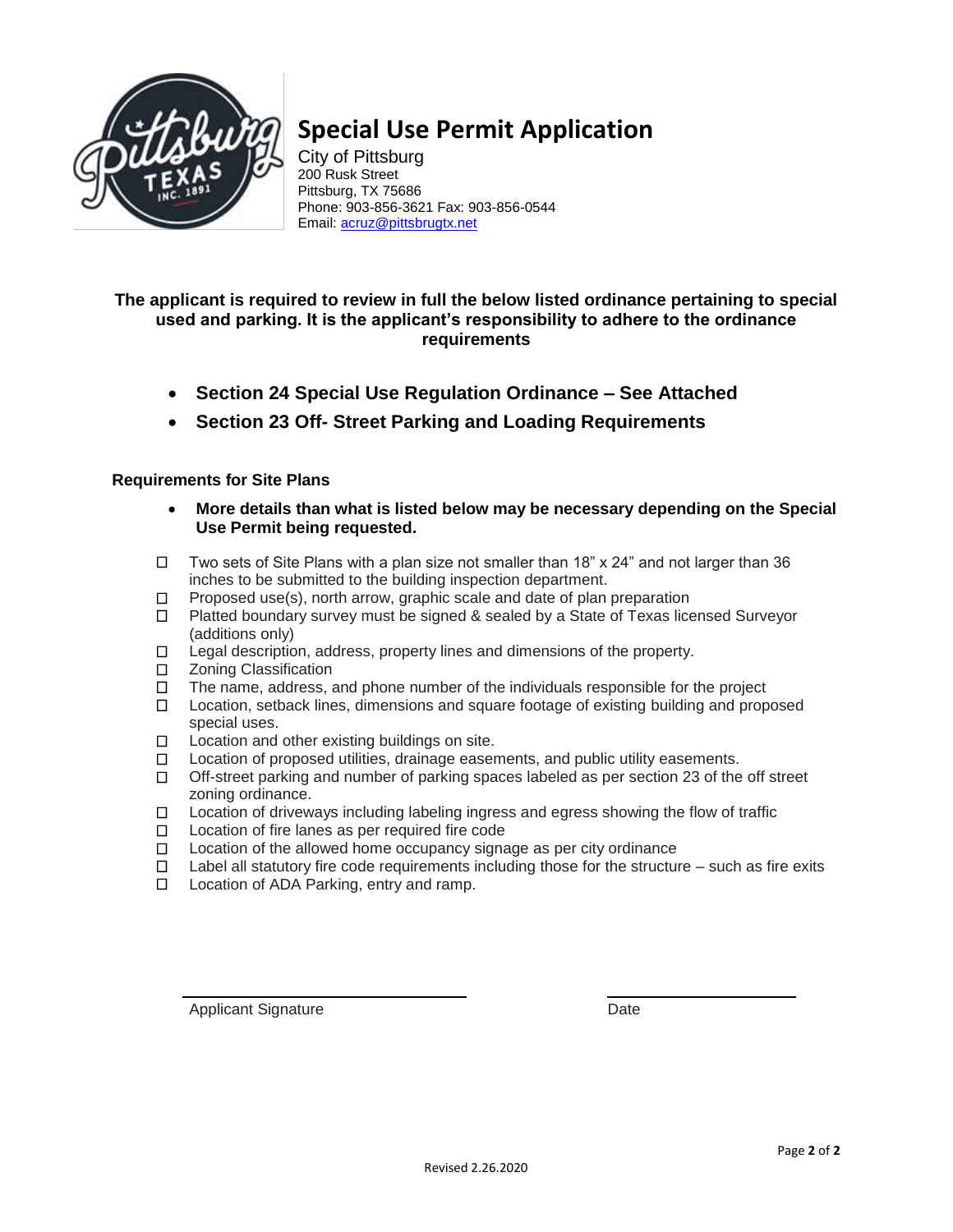# Special Use Permit Application

City of Pittsburg
200 Rusk Street
Pittsburg, TX 75686
Phone: 903-856-3621 Fax: 903-856-0544
Email: acruz@pittsbrugtx.net

**The applicant is required to review in full the below listed ordinance pertaining to special used and parking. It is the applicant's responsibility to adhere to the ordinance requirements**

- **Section 24 Special Use Regulation Ordinance – See Attached**
- **Section 23 Off- Street Parking and Loading Requirements**

**Requirements for Site Plans**

- **More details than what is listed below may be necessary depending on the Special Use Permit being requested.**

- ☐ Two sets of Site Plans with a plan size not smaller than 18" x 24" and not larger than 36 inches to be submitted to the building inspection department.
- ☐ Proposed use(s), north arrow, graphic scale and date of plan preparation
- ☐ Platted boundary survey must be signed & sealed by a State of Texas licensed Surveyor (additions only)
- ☐ Legal description, address, property lines and dimensions of the property.
- ☐ Zoning Classification
- ☐ The name, address, and phone number of the individuals responsible for the project
- ☐ Location, setback lines, dimensions and square footage of existing building and proposed special uses.
- ☐ Location and other existing buildings on site.
- ☐ Location of proposed utilities, drainage easements, and public utility easements.
- ☐ Off-street parking and number of parking spaces labeled as per section 23 of the off street zoning ordinance.
- ☐ Location of driveways including labeling ingress and egress showing the flow of traffic
- ☐ Location of fire lanes as per required fire code
- ☐ Location of the allowed home occupancy signage as per city ordinance
- ☐ Label all statutory fire code requirements including those for the structure – such as fire exits
- ☐ Location of ADA Parking, entry and ramp.

______________________________ Applicant Signature

____________________ Date

Revised 2.26.2020